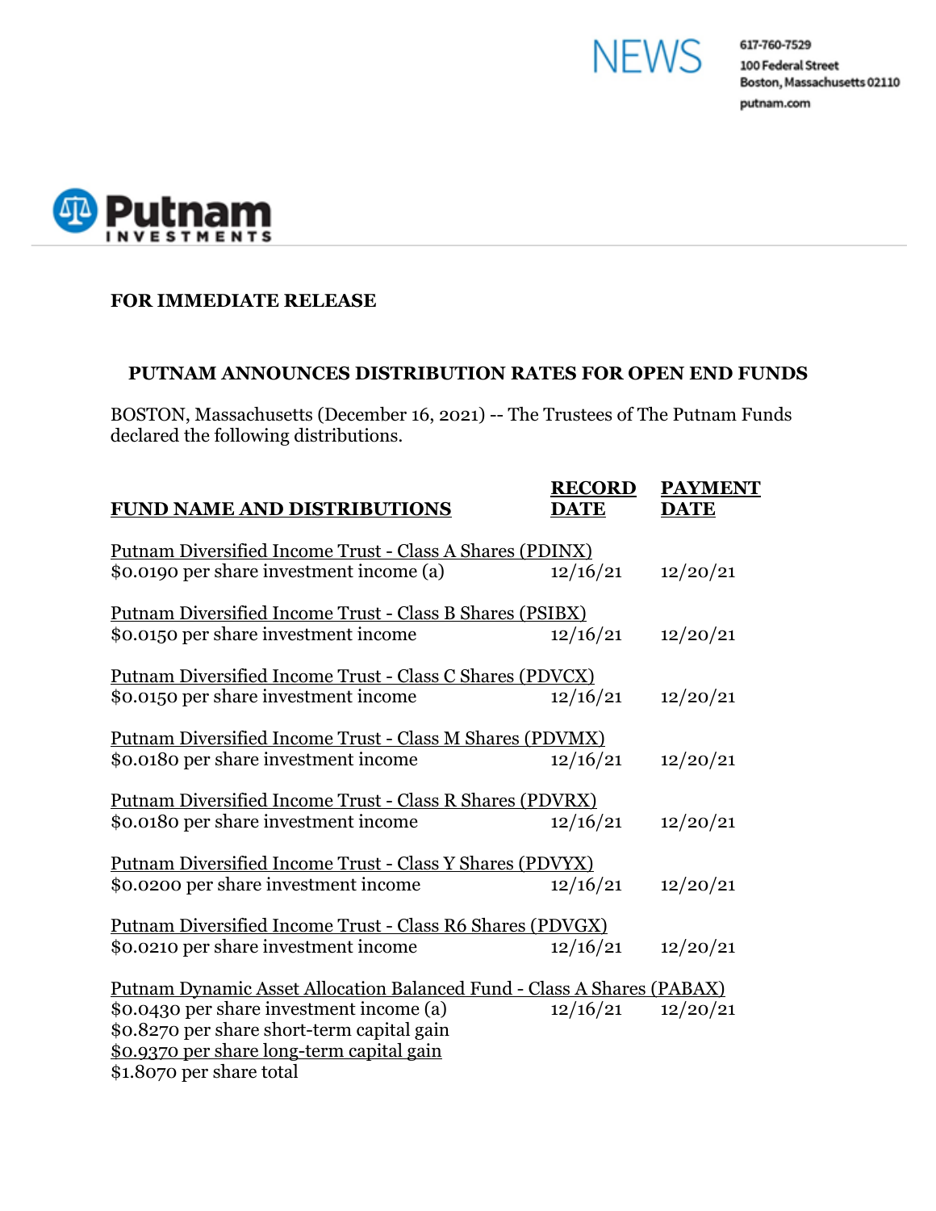NEWS

617-760-7529
100 Federal Street
Boston, Massachusetts 02110
putnam.com

Putnam INVESTMENTS

**FOR IMMEDIATE RELEASE**

## PUTNAM ANNOUNCES DISTRIBUTION RATES FOR OPEN END FUNDS

BOSTON, Massachusetts (December 16, 2021) -- The Trustees of The Putnam Funds declared the following distributions.

| FUND NAME AND DISTRIBUTIONS | RECORD DATE | PAYMENT DATE |
|---|---|---|
| Putnam Diversified Income Trust - Class A Shares (PDINX) | | |
| $0.0190 per share investment income (a) | 12/16/21 | 12/20/21 |
| Putnam Diversified Income Trust - Class B Shares (PSIBX) | | |
| $0.0150 per share investment income | 12/16/21 | 12/20/21 |
| Putnam Diversified Income Trust - Class C Shares (PDVCX) | | |
| $0.0150 per share investment income | 12/16/21 | 12/20/21 |
| Putnam Diversified Income Trust - Class M Shares (PDVMX) | | |
| $0.0180 per share investment income | 12/16/21 | 12/20/21 |
| Putnam Diversified Income Trust - Class R Shares (PDVRX) | | |
| $0.0180 per share investment income | 12/16/21 | 12/20/21 |
| Putnam Diversified Income Trust - Class Y Shares (PDVYX) | | |
| $0.0200 per share investment income | 12/16/21 | 12/20/21 |
| Putnam Diversified Income Trust - Class R6 Shares (PDVGX) | | |
| $0.0210 per share investment income | 12/16/21 | 12/20/21 |
| Putnam Dynamic Asset Allocation Balanced Fund - Class A Shares (PABAX) | | |
| $0.0430 per share investment income (a) | 12/16/21 | 12/20/21 |
| $0.8270 per share short-term capital gain | | |
| $0.9370 per share long-term capital gain | | |
| $1.8070 per share total | | |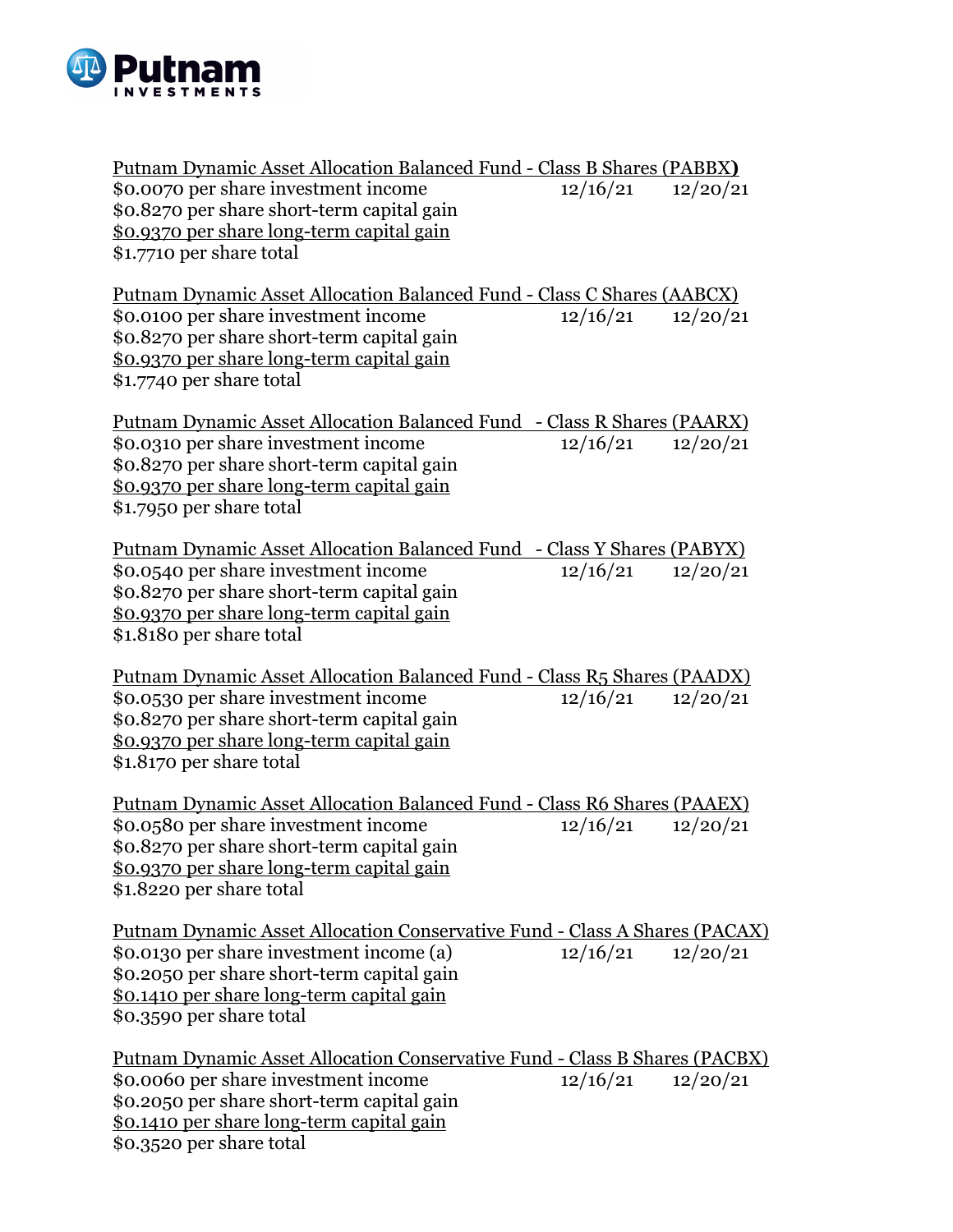Putnam Investments

Putnam Dynamic Asset Allocation Balanced Fund - Class B Shares (PABBX)
$0.0070 per share investment income 12/16/21 12/20/21
$0.8270 per share short-term capital gain
$0.9370 per share long-term capital gain
$1.7710 per share total

Putnam Dynamic Asset Allocation Balanced Fund - Class C Shares (AABCX)
$0.0100 per share investment income 12/16/21 12/20/21
$0.8270 per share short-term capital gain
$0.9370 per share long-term capital gain
$1.7740 per share total

Putnam Dynamic Asset Allocation Balanced Fund - Class R Shares (PAARX)
$0.0310 per share investment income 12/16/21 12/20/21
$0.8270 per share short-term capital gain
$0.9370 per share long-term capital gain
$1.7950 per share total

Putnam Dynamic Asset Allocation Balanced Fund - Class Y Shares (PABYX)
$0.0540 per share investment income 12/16/21 12/20/21
$0.8270 per share short-term capital gain
$0.9370 per share long-term capital gain
$1.8180 per share total

Putnam Dynamic Asset Allocation Balanced Fund - Class R5 Shares (PAADX)
$0.0530 per share investment income 12/16/21 12/20/21
$0.8270 per share short-term capital gain
$0.9370 per share long-term capital gain
$1.8170 per share total

Putnam Dynamic Asset Allocation Balanced Fund - Class R6 Shares (PAAEX)
$0.0580 per share investment income 12/16/21 12/20/21
$0.8270 per share short-term capital gain
$0.9370 per share long-term capital gain
$1.8220 per share total

Putnam Dynamic Asset Allocation Conservative Fund - Class A Shares (PACAX)
$0.0130 per share investment income (a) 12/16/21 12/20/21
$0.2050 per share short-term capital gain
$0.1410 per share long-term capital gain
$0.3590 per share total

Putnam Dynamic Asset Allocation Conservative Fund - Class B Shares (PACBX)
$0.0060 per share investment income 12/16/21 12/20/21
$0.2050 per share short-term capital gain
$0.1410 per share long-term capital gain
$0.3520 per share total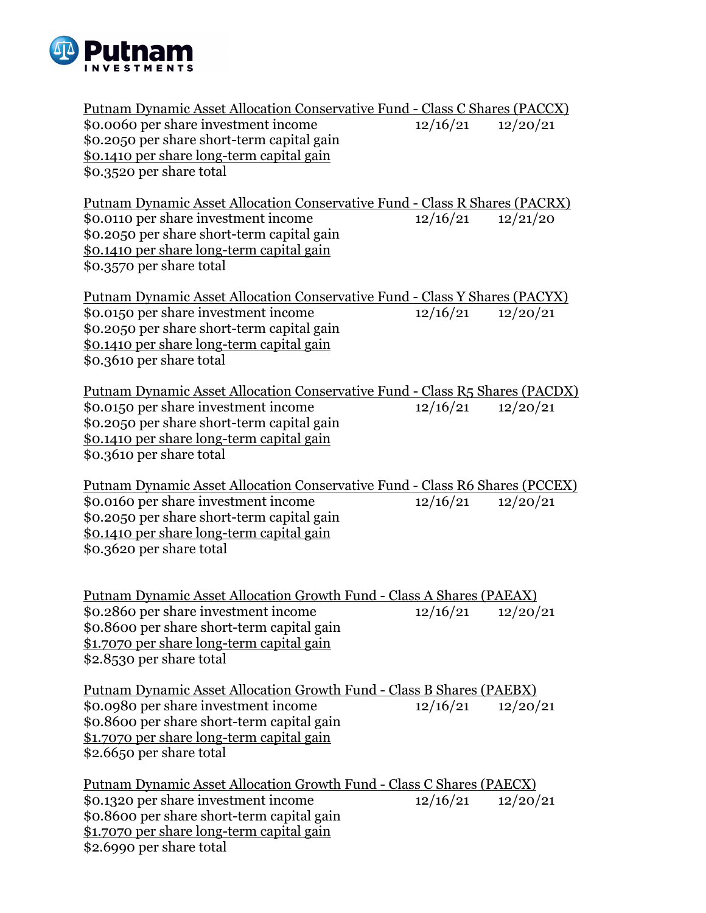Putnam INVESTMENTS

Putnam Dynamic Asset Allocation Conservative Fund - Class C Shares (PACCX)
$0.0060 per share investment income 12/16/21 12/20/21
$0.2050 per share short-term capital gain
$0.1410 per share long-term capital gain
$0.3520 per share total

Putnam Dynamic Asset Allocation Conservative Fund - Class R Shares (PACRX)
$0.0110 per share investment income 12/16/21 12/21/20
$0.2050 per share short-term capital gain
$0.1410 per share long-term capital gain
$0.3570 per share total

Putnam Dynamic Asset Allocation Conservative Fund - Class Y Shares (PACYX)
$0.0150 per share investment income 12/16/21 12/20/21
$0.2050 per share short-term capital gain
$0.1410 per share long-term capital gain
$0.3610 per share total

Putnam Dynamic Asset Allocation Conservative Fund - Class R5 Shares (PACDX)
$0.0150 per share investment income 12/16/21 12/20/21
$0.2050 per share short-term capital gain
$0.1410 per share long-term capital gain
$0.3610 per share total

Putnam Dynamic Asset Allocation Conservative Fund - Class R6 Shares (PCCEX)
$0.0160 per share investment income 12/16/21 12/20/21
$0.2050 per share short-term capital gain
$0.1410 per share long-term capital gain
$0.3620 per share total

Putnam Dynamic Asset Allocation Growth Fund - Class A Shares (PAEAX)
$0.2860 per share investment income 12/16/21 12/20/21
$0.8600 per share short-term capital gain
$1.7070 per share long-term capital gain
$2.8530 per share total

Putnam Dynamic Asset Allocation Growth Fund - Class B Shares (PAEBX)
$0.0980 per share investment income 12/16/21 12/20/21
$0.8600 per share short-term capital gain
$1.7070 per share long-term capital gain
$2.6650 per share total

Putnam Dynamic Asset Allocation Growth Fund - Class C Shares (PAECX)
$0.1320 per share investment income 12/16/21 12/20/21
$0.8600 per share short-term capital gain
$1.7070 per share long-term capital gain
$2.6990 per share total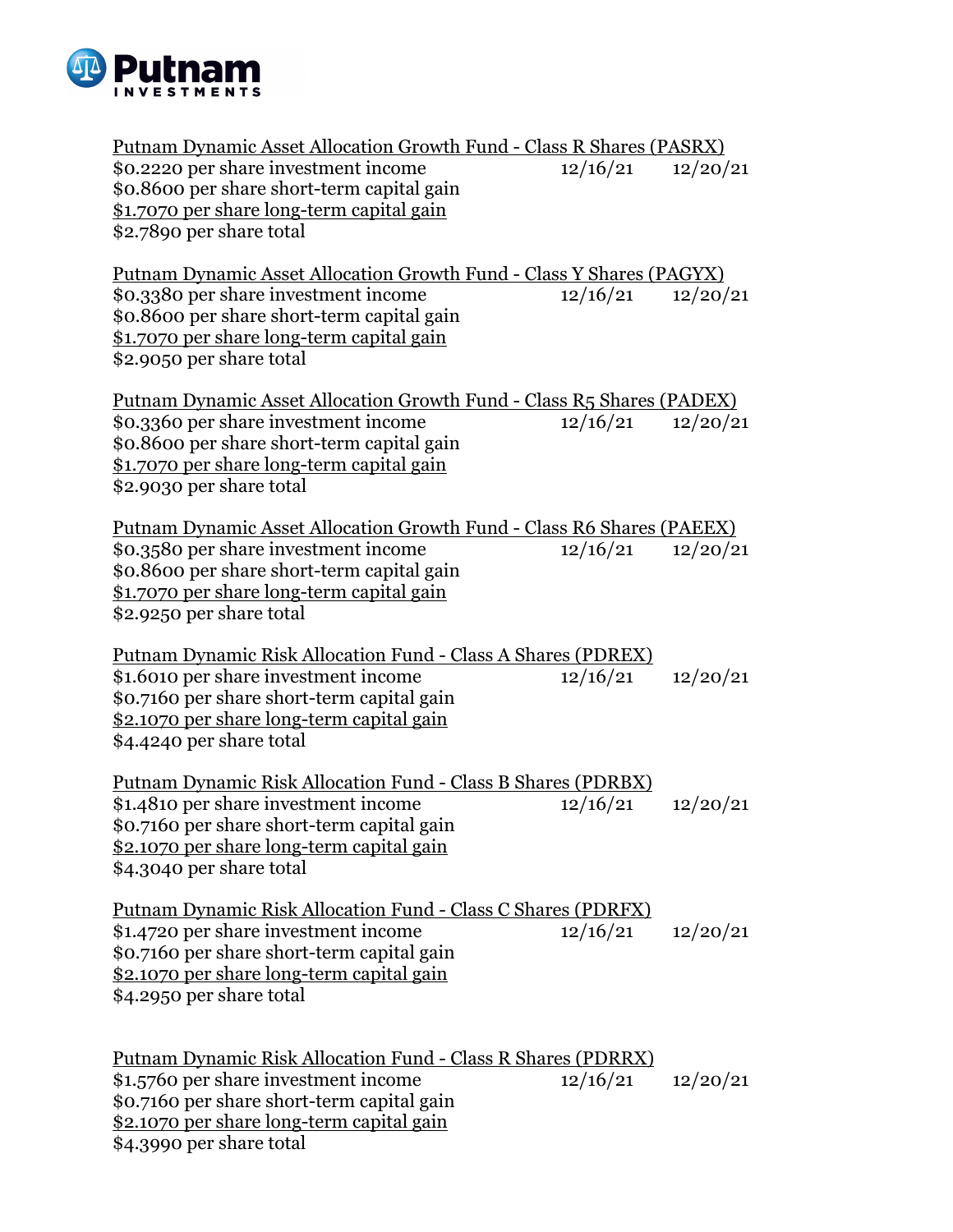Putnam Dynamic Asset Allocation Growth Fund - Class R Shares (PASRX)
$0.2220 per share investment income 12/16/21 12/20/21
$0.8600 per share short-term capital gain
$1.7070 per share long-term capital gain
$2.7890 per share total

Putnam Dynamic Asset Allocation Growth Fund - Class Y Shares (PAGYX)
$0.3380 per share investment income 12/16/21 12/20/21
$0.8600 per share short-term capital gain
$1.7070 per share long-term capital gain
$2.9050 per share total

Putnam Dynamic Asset Allocation Growth Fund - Class R5 Shares (PADEX)
$0.3360 per share investment income 12/16/21 12/20/21
$0.8600 per share short-term capital gain
$1.7070 per share long-term capital gain
$2.9030 per share total

Putnam Dynamic Asset Allocation Growth Fund - Class R6 Shares (PAEEX)
$0.3580 per share investment income 12/16/21 12/20/21
$0.8600 per share short-term capital gain
$1.7070 per share long-term capital gain
$2.9250 per share total

Putnam Dynamic Risk Allocation Fund - Class A Shares (PDREX)
$1.6010 per share investment income 12/16/21 12/20/21
$0.7160 per share short-term capital gain
$2.1070 per share long-term capital gain
$4.4240 per share total

Putnam Dynamic Risk Allocation Fund - Class B Shares (PDRBX)
$1.4810 per share investment income 12/16/21 12/20/21
$0.7160 per share short-term capital gain
$2.1070 per share long-term capital gain
$4.3040 per share total

Putnam Dynamic Risk Allocation Fund - Class C Shares (PDRFX)
$1.4720 per share investment income 12/16/21 12/20/21
$0.7160 per share short-term capital gain
$2.1070 per share long-term capital gain
$4.2950 per share total

Putnam Dynamic Risk Allocation Fund - Class R Shares (PDRRX)
$1.5760 per share investment income 12/16/21 12/20/21
$0.7160 per share short-term capital gain
$2.1070 per share long-term capital gain
$4.3990 per share total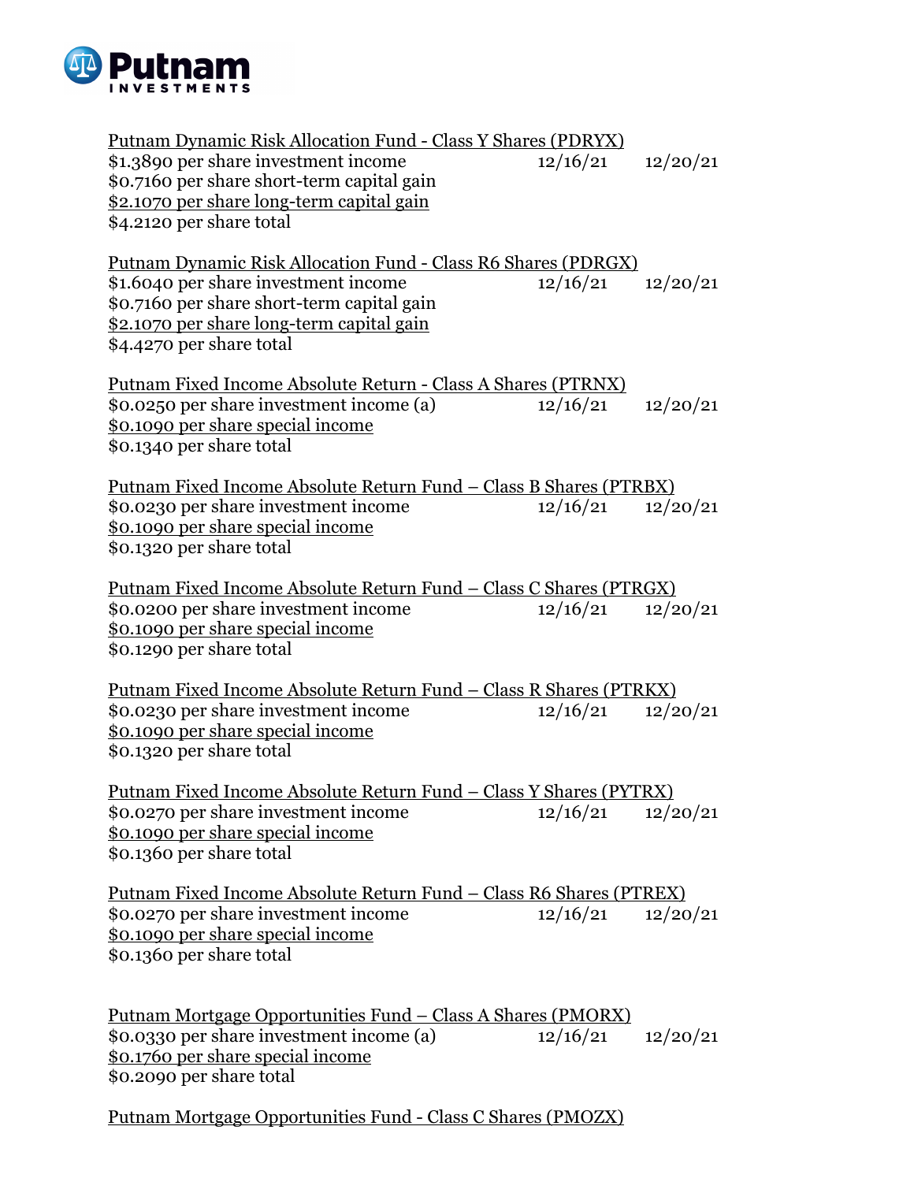Putnam Dynamic Risk Allocation Fund - Class Y Shares (PDRYX)
$1.3890 per share investment income 12/16/21 12/20/21
$0.7160 per share short-term capital gain
$2.1070 per share long-term capital gain
$4.2120 per share total

Putnam Dynamic Risk Allocation Fund - Class R6 Shares (PDRGX)
$1.6040 per share investment income 12/16/21 12/20/21
$0.7160 per share short-term capital gain
$2.1070 per share long-term capital gain
$4.4270 per share total

Putnam Fixed Income Absolute Return - Class A Shares (PTRNX)
$0.0250 per share investment income (a) 12/16/21 12/20/21
$0.1090 per share special income
$0.1340 per share total

Putnam Fixed Income Absolute Return Fund – Class B Shares (PTRBX)
$0.0230 per share investment income 12/16/21 12/20/21
$0.1090 per share special income
$0.1320 per share total

Putnam Fixed Income Absolute Return Fund – Class C Shares (PTRGX)
$0.0200 per share investment income 12/16/21 12/20/21
$0.1090 per share special income
$0.1290 per share total

Putnam Fixed Income Absolute Return Fund – Class R Shares (PTRKX)
$0.0230 per share investment income 12/16/21 12/20/21
$0.1090 per share special income
$0.1320 per share total

Putnam Fixed Income Absolute Return Fund – Class Y Shares (PYTRX)
$0.0270 per share investment income 12/16/21 12/20/21
$0.1090 per share special income
$0.1360 per share total

Putnam Fixed Income Absolute Return Fund – Class R6 Shares (PTREX)
$0.0270 per share investment income 12/16/21 12/20/21
$0.1090 per share special income
$0.1360 per share total

Putnam Mortgage Opportunities Fund – Class A Shares (PMORX)
$0.0330 per share investment income (a) 12/16/21 12/20/21
$0.1760 per share special income
$0.2090 per share total

Putnam Mortgage Opportunities Fund - Class C Shares (PMOZX)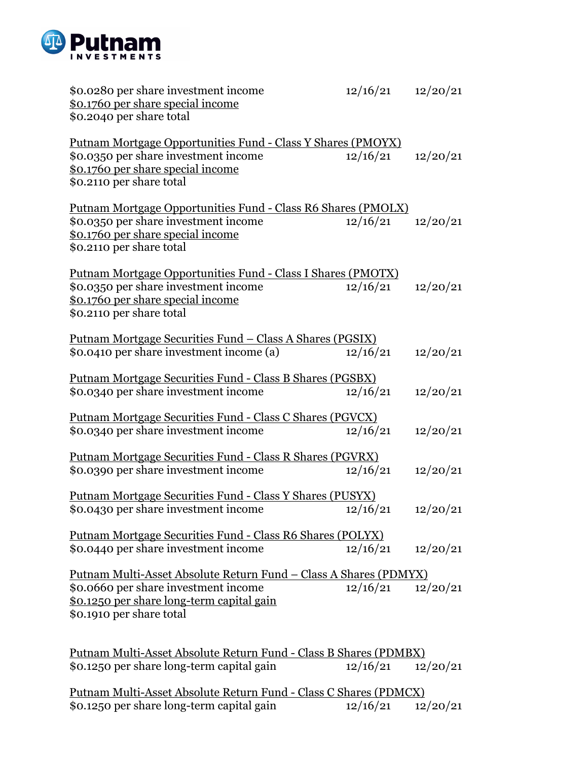$0.0280 per share investment income 12/16/21 12/20/21
$0.1760 per share special income
$0.2040 per share total

Putnam Mortgage Opportunities Fund - Class Y Shares (PMOYX)
$0.0350 per share investment income 12/16/21 12/20/21
$0.1760 per share special income
$0.2110 per share total

Putnam Mortgage Opportunities Fund - Class R6 Shares (PMOLX)
$0.0350 per share investment income 12/16/21 12/20/21
$0.1760 per share special income
$0.2110 per share total

Putnam Mortgage Opportunities Fund - Class I Shares (PMOTX)
$0.0350 per share investment income 12/16/21 12/20/21
$0.1760 per share special income
$0.2110 per share total

Putnam Mortgage Securities Fund – Class A Shares (PGSIX)
$0.0410 per share investment income (a) 12/16/21 12/20/21

Putnam Mortgage Securities Fund - Class B Shares (PGSBX)
$0.0340 per share investment income 12/16/21 12/20/21

Putnam Mortgage Securities Fund - Class C Shares (PGVCX)
$0.0340 per share investment income 12/16/21 12/20/21

Putnam Mortgage Securities Fund - Class R Shares (PGVRX)
$0.0390 per share investment income 12/16/21 12/20/21

Putnam Mortgage Securities Fund - Class Y Shares (PUSYX)
$0.0430 per share investment income 12/16/21 12/20/21

Putnam Mortgage Securities Fund - Class R6 Shares (POLYX)
$0.0440 per share investment income 12/16/21 12/20/21

Putnam Multi-Asset Absolute Return Fund – Class A Shares (PDMYX)
$0.0660 per share investment income 12/16/21 12/20/21
$0.1250 per share long-term capital gain
$0.1910 per share total

Putnam Multi-Asset Absolute Return Fund - Class B Shares (PDMBX)
$0.1250 per share long-term capital gain 12/16/21 12/20/21

Putnam Multi-Asset Absolute Return Fund - Class C Shares (PDMCX)
$0.1250 per share long-term capital gain 12/16/21 12/20/21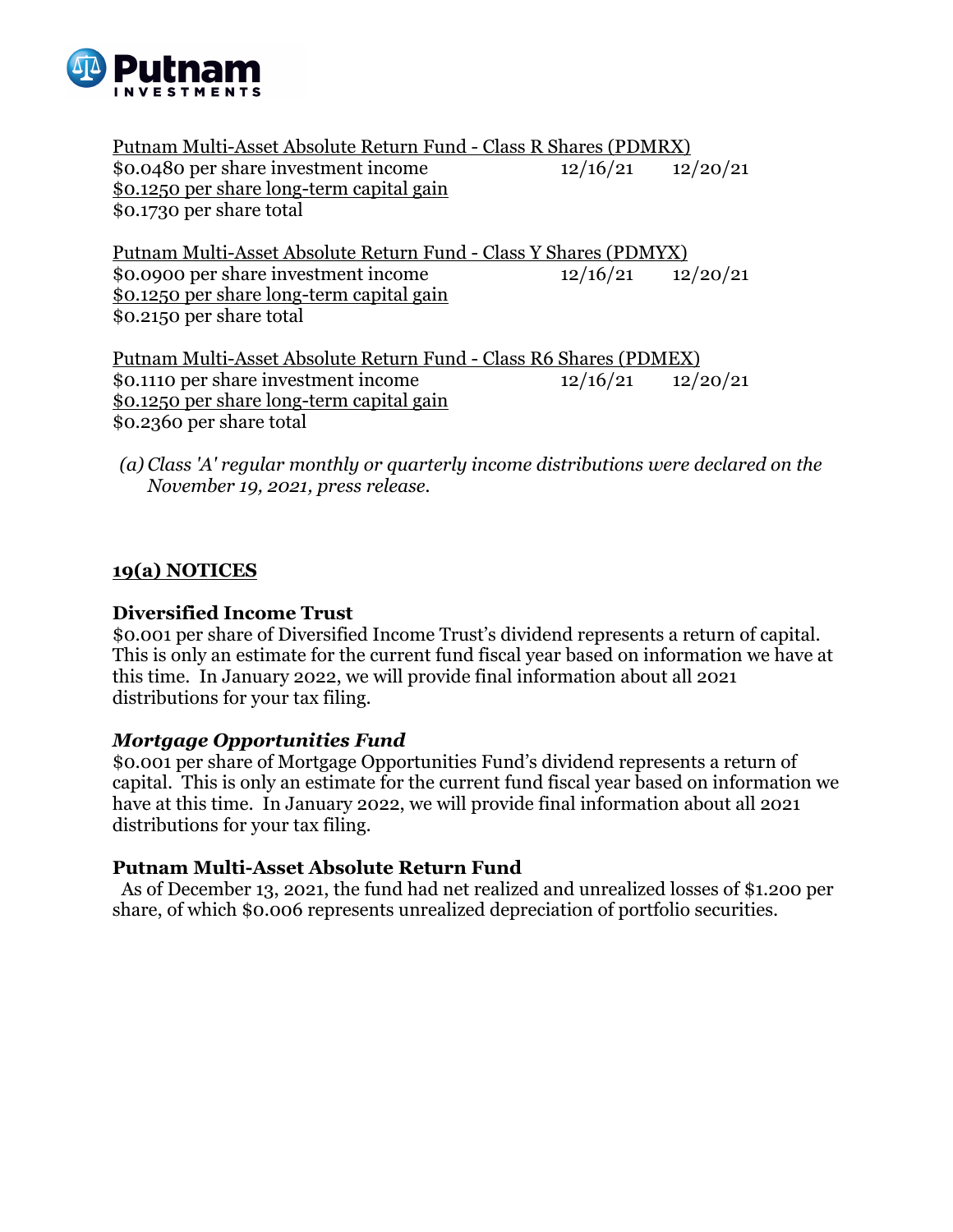Putnam Multi-Asset Absolute Return Fund - Class R Shares (PDMRX)

| | | |
|---|---|---|
| $0.0480 per share investment income | 12/16/21 | 12/20/21 |
| $0.1250 per share long-term capital gain | | |
| $0.1730 per share total | | |

Putnam Multi-Asset Absolute Return Fund - Class Y Shares (PDMYX)

| | | |
|---|---|---|
| $0.0900 per share investment income | 12/16/21 | 12/20/21 |
| $0.1250 per share long-term capital gain | | |
| $0.2150 per share total | | |

Putnam Multi-Asset Absolute Return Fund - Class R6 Shares (PDMEX)

| | | |
|---|---|---|
| $0.1110 per share investment income | 12/16/21 | 12/20/21 |
| $0.1250 per share long-term capital gain | | |
| $0.2360 per share total | | |

*(a) Class 'A' regular monthly or quarterly income distributions were declared on the November 19, 2021, press release.*

## 19(a) NOTICES

**Diversified Income Trust**
$0.001 per share of Diversified Income Trust's dividend represents a return of capital. This is only an estimate for the current fund fiscal year based on information we have at this time. In January 2022, we will provide final information about all 2021 distributions for your tax filing.

***Mortgage Opportunities Fund***
$0.001 per share of Mortgage Opportunities Fund's dividend represents a return of capital. This is only an estimate for the current fund fiscal year based on information we have at this time. In January 2022, we will provide final information about all 2021 distributions for your tax filing.

**Putnam Multi-Asset Absolute Return Fund**
As of December 13, 2021, the fund had net realized and unrealized losses of $1.200 per share, of which $0.006 represents unrealized depreciation of portfolio securities.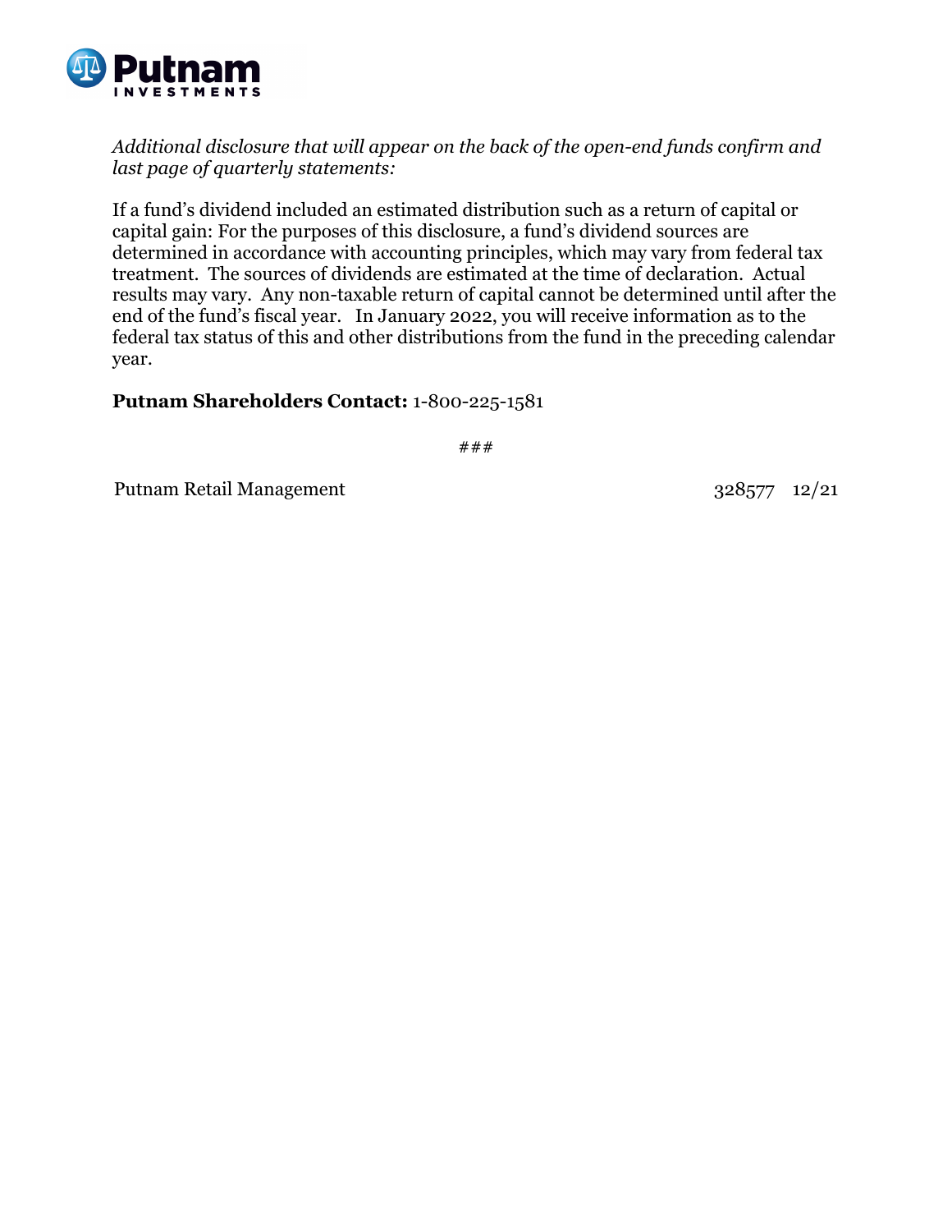*Additional disclosure that will appear on the back of the open-end funds confirm and last page of quarterly statements:*

If a fund's dividend included an estimated distribution such as a return of capital or capital gain: For the purposes of this disclosure, a fund's dividend sources are determined in accordance with accounting principles, which may vary from federal tax treatment. The sources of dividends are estimated at the time of declaration. Actual results may vary. Any non-taxable return of capital cannot be determined until after the end of the fund's fiscal year. In January 2022, you will receive information as to the federal tax status of this and other distributions from the fund in the preceding calendar year.

**Putnam Shareholders Contact:** 1-800-225-1581

###

Putnam Retail Management 328577 12/21